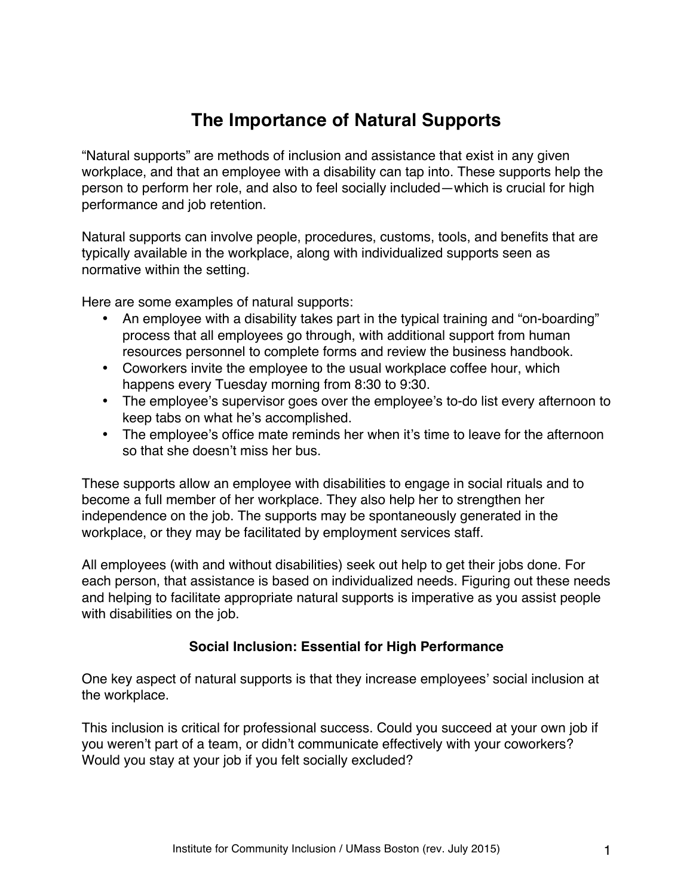# The Importance of Natural Supports

"Natural supports" are methods of inclusion and assistance that exist in any given workplace, and that an employee with a disability can tap into. These supports help the person to perform her role, and also to feel socially included—which is crucial for high performance and job retention.

Natural supports can involve people, procedures, customs, tools, and benefits that are typically available in the workplace, along with individualized supports seen as normative within the setting.

Here are some examples of natural supports:

- An employee with a disability takes part in the typical training and "on-boarding" process that all employees go through, with additional support from human resources personnel to complete forms and review the business handbook.
- Coworkers invite the employee to the usual workplace coffee hour, which happens every Tuesday morning from 8:30 to 9:30.
- The employee's supervisor goes over the employee's to-do list every afternoon to keep tabs on what he's accomplished.
- The employee's office mate reminds her when it's time to leave for the afternoon so that she doesn't miss her bus.

These supports allow an employee with disabilities to engage in social rituals and to become a full member of her workplace. They also help her to strengthen her independence on the job. The supports may be spontaneously generated in the workplace, or they may be facilitated by employment services staff.

All employees (with and without disabilities) seek out help to get their jobs done. For each person, that assistance is based on individualized needs. Figuring out these needs and helping to facilitate appropriate natural supports is imperative as you assist people with disabilities on the job.

## Social Inclusion: Essential for High Performance

One key aspect of natural supports is that they increase employees' social inclusion at the workplace.

This inclusion is critical for professional success. Could you succeed at your own job if you weren't part of a team, or didn't communicate effectively with your coworkers? Would you stay at your job if you felt socially excluded?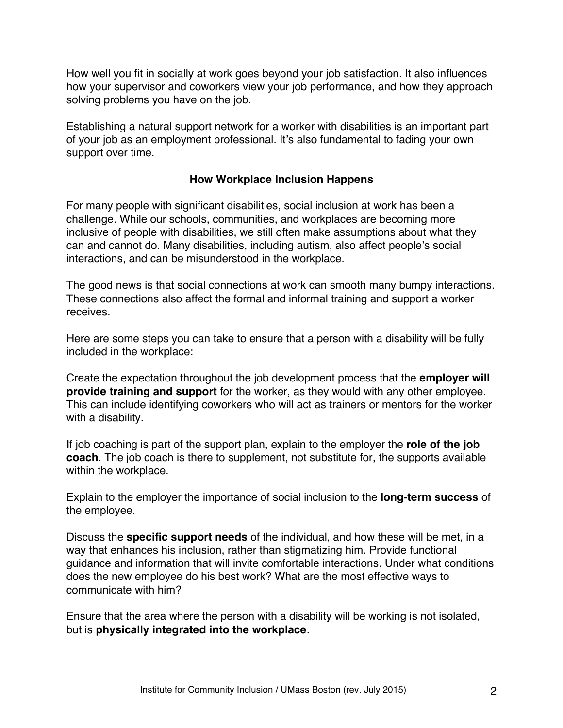How well you fit in socially at work goes beyond your job satisfaction. It also influences how your supervisor and coworkers view your job performance, and how they approach solving problems you have on the job.

Establishing a natural support network for a worker with disabilities is an important part of your job as an employment professional. It's also fundamental to fading your own support over time.

## How Workplace Inclusion Happens

For many people with significant disabilities, social inclusion at work has been a challenge. While our schools, communities, and workplaces are becoming more inclusive of people with disabilities, we still often make assumptions about what they can and cannot do. Many disabilities, including autism, also affect people's social interactions, and can be misunderstood in the workplace.

The good news is that social connections at work can smooth many bumpy interactions. These connections also affect the formal and informal training and support a worker receives.

Here are some steps you can take to ensure that a person with a disability will be fully included in the workplace:

Create the expectation throughout the job development process that the **employer will provide training and support** for the worker, as they would with any other employee. This can include identifying coworkers who will act as trainers or mentors for the worker with a disability.

If job coaching is part of the support plan, explain to the employer the **role of the job coach**. The job coach is there to supplement, not substitute for, the supports available within the workplace.

Explain to the employer the importance of social inclusion to the **long-term success** of the employee.

Discuss the **specific support needs** of the individual, and how these will be met, in a way that enhances his inclusion, rather than stigmatizing him. Provide functional guidance and information that will invite comfortable interactions. Under what conditions does the new employee do his best work? What are the most effective ways to communicate with him?

Ensure that the area where the person with a disability will be working is not isolated, but is **physically integrated into the workplace**.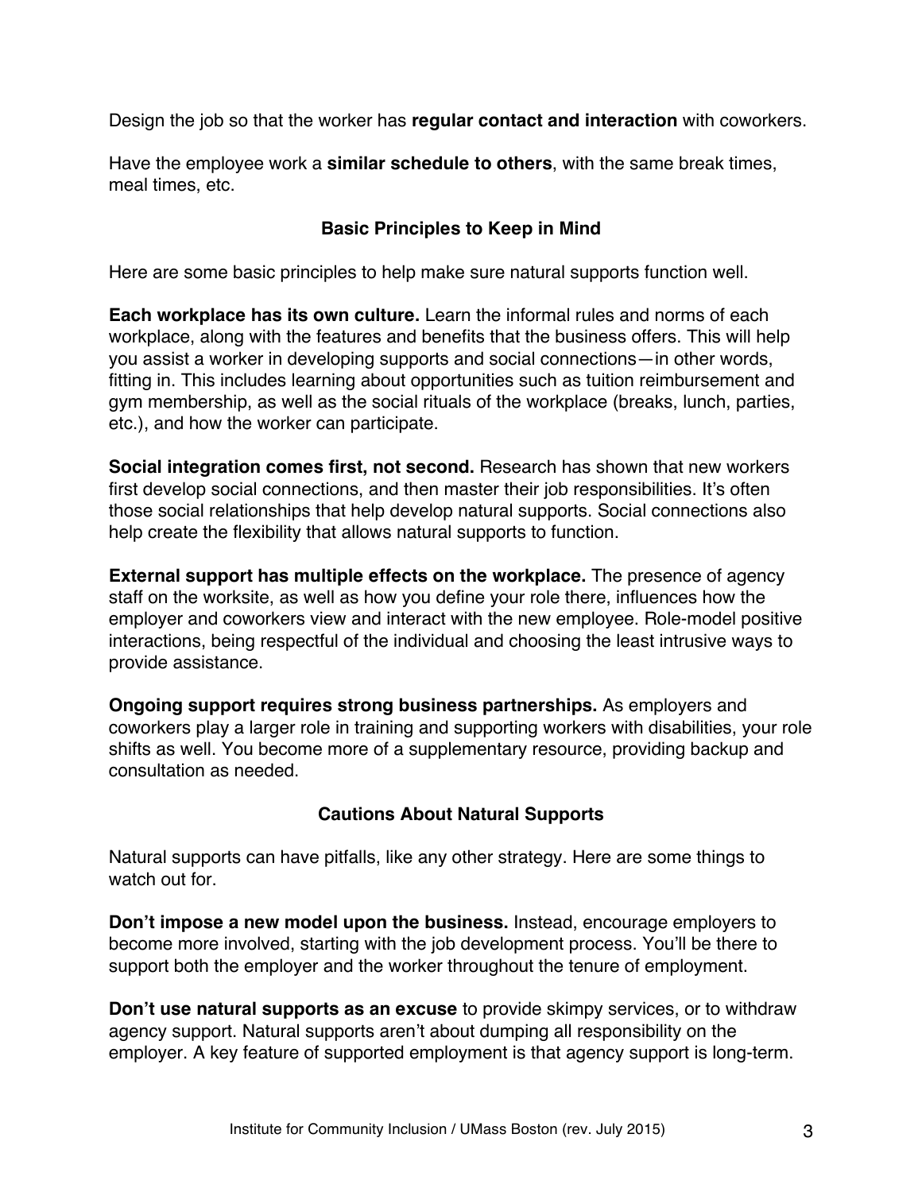Design the job so that the worker has **regular contact and interaction** with coworkers.

Have the employee work a **similar schedule to others**, with the same break times, meal times, etc.

## Basic Principles to Keep in Mind

Here are some basic principles to help make sure natural supports function well.

**Each workplace has its own culture.** Learn the informal rules and norms of each workplace, along with the features and benefits that the business offers. This will help you assist a worker in developing supports and social connections—in other words, fitting in. This includes learning about opportunities such as tuition reimbursement and gym membership, as well as the social rituals of the workplace (breaks, lunch, parties, etc.), and how the worker can participate.

**Social integration comes first, not second.** Research has shown that new workers first develop social connections, and then master their job responsibilities. It's often those social relationships that help develop natural supports. Social connections also help create the flexibility that allows natural supports to function.

**External support has multiple effects on the workplace.** The presence of agency staff on the worksite, as well as how you define your role there, influences how the employer and coworkers view and interact with the new employee. Role-model positive interactions, being respectful of the individual and choosing the least intrusive ways to provide assistance.

**Ongoing support requires strong business partnerships.** As employers and coworkers play a larger role in training and supporting workers with disabilities, your role shifts as well. You become more of a supplementary resource, providing backup and consultation as needed.

## Cautions About Natural Supports

Natural supports can have pitfalls, like any other strategy. Here are some things to watch out for.

**Don't impose a new model upon the business.** Instead, encourage employers to become more involved, starting with the job development process. You'll be there to support both the employer and the worker throughout the tenure of employment.

**Don't use natural supports as an excuse** to provide skimpy services, or to withdraw agency support. Natural supports aren't about dumping all responsibility on the employer. A key feature of supported employment is that agency support is long-term.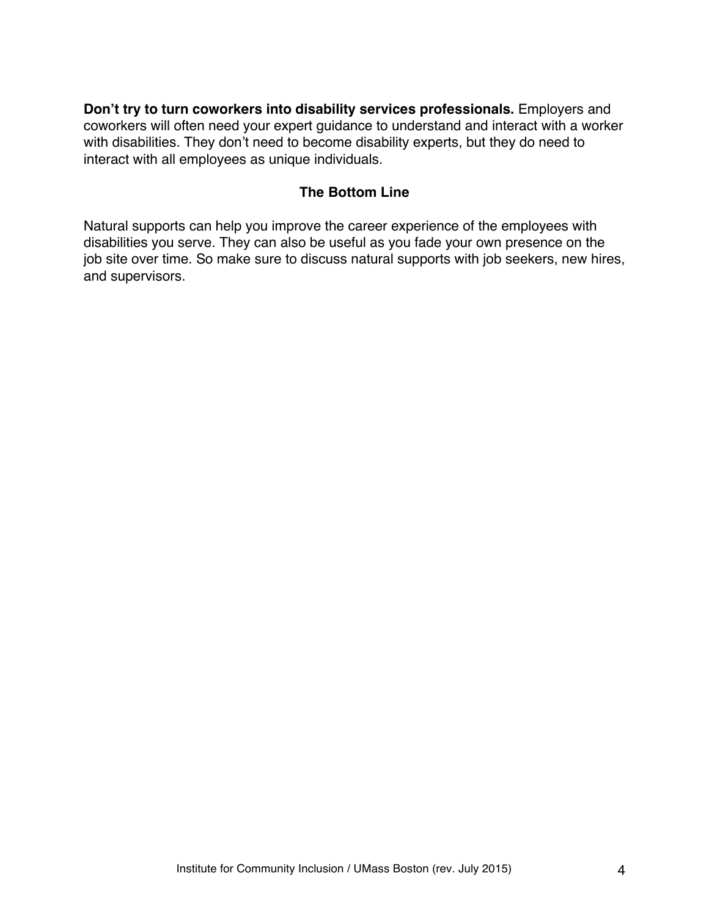**Don't try to turn coworkers into disability services professionals.** Employers and coworkers will often need your expert guidance to understand and interact with a worker with disabilities. They don't need to become disability experts, but they do need to interact with all employees as unique individuals.

## The Bottom Line

Natural supports can help you improve the career experience of the employees with disabilities you serve. They can also be useful as you fade your own presence on the job site over time. So make sure to discuss natural supports with job seekers, new hires, and supervisors.